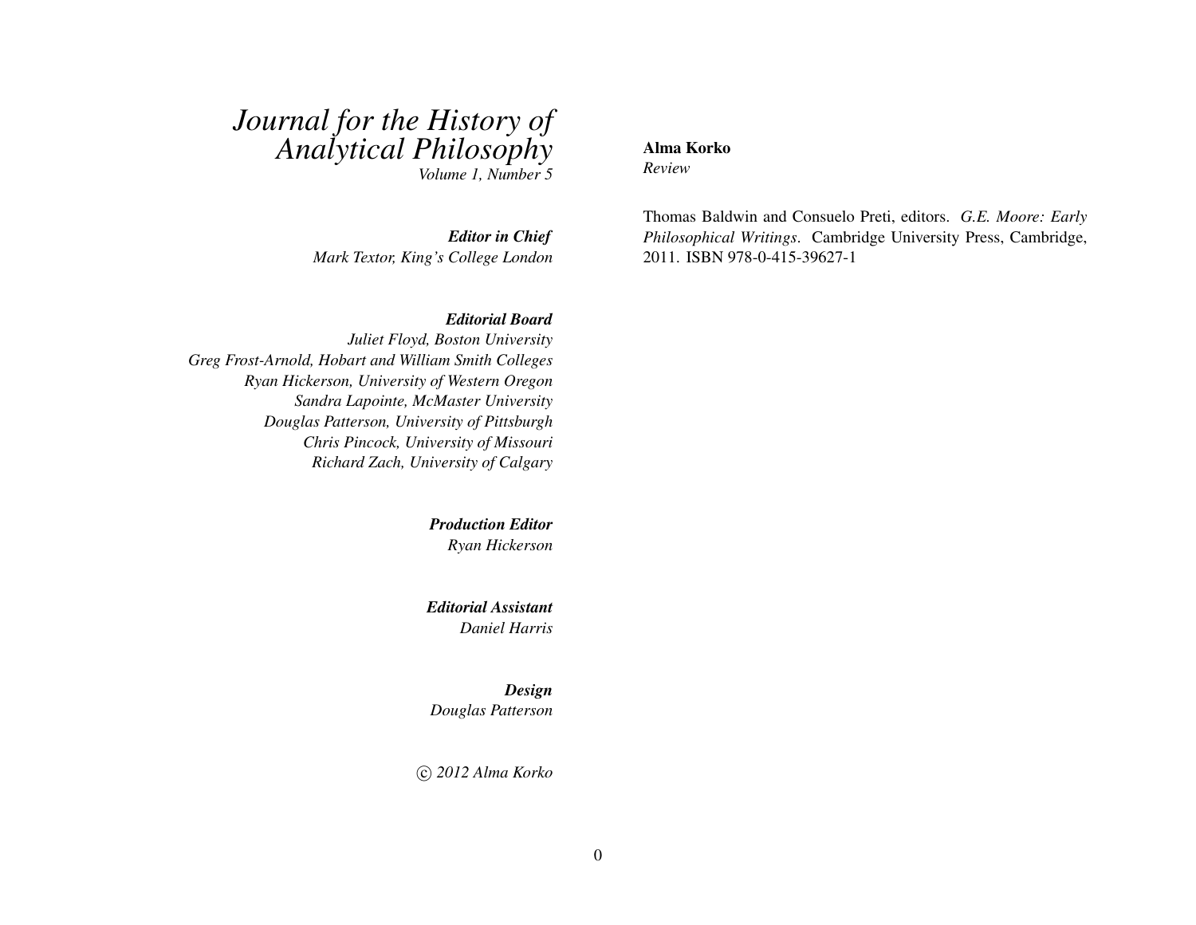# *Journal for the History of Analytical Philosophy*

*Volume 1, Number 5*

***Editor in Chief***
*Mark Textor, King's College London*

***Editorial Board***
*Juliet Floyd, Boston University*
*Greg Frost-Arnold, Hobart and William Smith Colleges*
*Ryan Hickerson, University of Western Oregon*
*Sandra Lapointe, McMaster University*
*Douglas Patterson, University of Pittsburgh*
*Chris Pincock, University of Missouri*
*Richard Zach, University of Calgary*

***Production Editor***
*Ryan Hickerson*

***Editorial Assistant***
*Daniel Harris*

***Design***
*Douglas Patterson*

*© 2012 Alma Korko*

**Alma Korko**
*Review*

Thomas Baldwin and Consuelo Preti, editors. *G.E. Moore: Early Philosophical Writings*. Cambridge University Press, Cambridge, 2011. ISBN 978-0-415-39627-1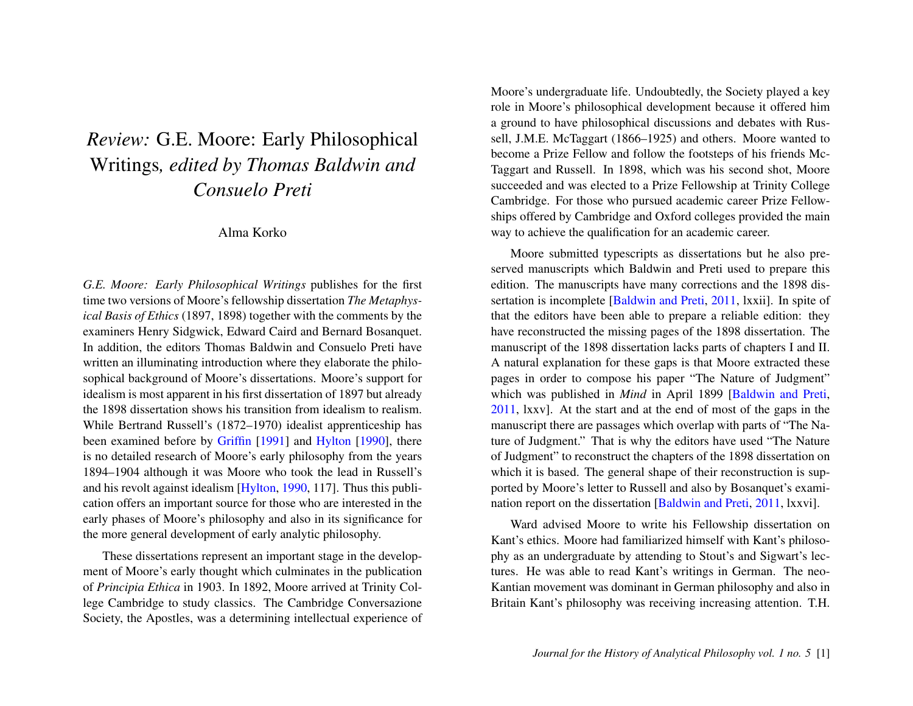# *Review:* G.E. Moore: Early Philosophical Writings*, edited by Thomas Baldwin and Consuelo Preti*

Alma Korko

*G.E. Moore: Early Philosophical Writings* publishes for the first time two versions of Moore's fellowship dissertation *The Metaphysical Basis of Ethics* (1897, 1898) together with the comments by the examiners Henry Sidgwick, Edward Caird and Bernard Bosanquet. In addition, the editors Thomas Baldwin and Consuelo Preti have written an illuminating introduction where they elaborate the philosophical background of Moore's dissertations. Moore's support for idealism is most apparent in his first dissertation of 1897 but already the 1898 dissertation shows his transition from idealism to realism. While Bertrand Russell's (1872–1970) idealist apprenticeship has been examined before by Griffin [1991] and Hylton [1990], there is no detailed research of Moore's early philosophy from the years 1894–1904 although it was Moore who took the lead in Russell's and his revolt against idealism [Hylton, 1990, 117]. Thus this publication offers an important source for those who are interested in the early phases of Moore's philosophy and also in its significance for the more general development of early analytic philosophy.

These dissertations represent an important stage in the development of Moore's early thought which culminates in the publication of *Principia Ethica* in 1903. In 1892, Moore arrived at Trinity College Cambridge to study classics. The Cambridge Conversazione Society, the Apostles, was a determining intellectual experience of Moore's undergraduate life. Undoubtedly, the Society played a key role in Moore's philosophical development because it offered him a ground to have philosophical discussions and debates with Russell, J.M.E. McTaggart (1866–1925) and others. Moore wanted to become a Prize Fellow and follow the footsteps of his friends McTaggart and Russell. In 1898, which was his second shot, Moore succeeded and was elected to a Prize Fellowship at Trinity College Cambridge. For those who pursued academic career Prize Fellowships offered by Cambridge and Oxford colleges provided the main way to achieve the qualification for an academic career.

Moore submitted typescripts as dissertations but he also preserved manuscripts which Baldwin and Preti used to prepare this edition. The manuscripts have many corrections and the 1898 dissertation is incomplete [Baldwin and Preti, 2011, lxxii]. In spite of that the editors have been able to prepare a reliable edition: they have reconstructed the missing pages of the 1898 dissertation. The manuscript of the 1898 dissertation lacks parts of chapters I and II. A natural explanation for these gaps is that Moore extracted these pages in order to compose his paper "The Nature of Judgment" which was published in *Mind* in April 1899 [Baldwin and Preti, 2011, lxxv]. At the start and at the end of most of the gaps in the manuscript there are passages which overlap with parts of "The Nature of Judgment." That is why the editors have used "The Nature of Judgment" to reconstruct the chapters of the 1898 dissertation on which it is based. The general shape of their reconstruction is supported by Moore's letter to Russell and also by Bosanquet's examination report on the dissertation [Baldwin and Preti, 2011, lxxvi].

Ward advised Moore to write his Fellowship dissertation on Kant's ethics. Moore had familiarized himself with Kant's philosophy as an undergraduate by attending to Stout's and Sigwart's lectures. He was able to read Kant's writings in German. The neo-Kantian movement was dominant in German philosophy and also in Britain Kant's philosophy was receiving increasing attention. T.H.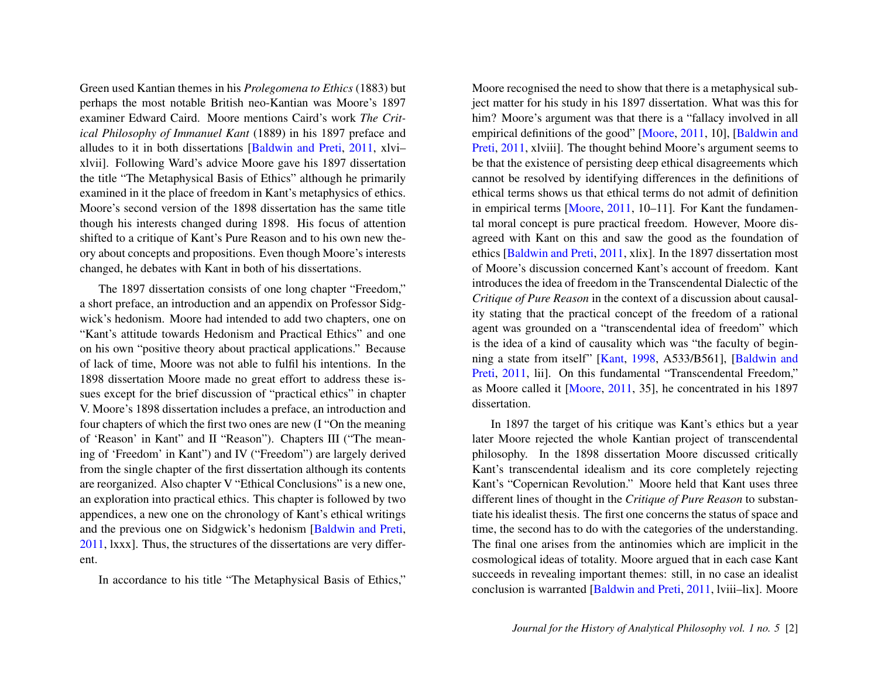Green used Kantian themes in his *Prolegomena to Ethics* (1883) but perhaps the most notable British neo-Kantian was Moore's 1897 examiner Edward Caird. Moore mentions Caird's work *The Critical Philosophy of Immanuel Kant* (1889) in his 1897 preface and alludes to it in both dissertations [Baldwin and Preti, 2011, xlvi–xlvii]. Following Ward's advice Moore gave his 1897 dissertation the title "The Metaphysical Basis of Ethics" although he primarily examined in it the place of freedom in Kant's metaphysics of ethics. Moore's second version of the 1898 dissertation has the same title though his interests changed during 1898. His focus of attention shifted to a critique of Kant's Pure Reason and to his own new theory about concepts and propositions. Even though Moore's interests changed, he debates with Kant in both of his dissertations.

The 1897 dissertation consists of one long chapter "Freedom," a short preface, an introduction and an appendix on Professor Sidgwick's hedonism. Moore had intended to add two chapters, one on "Kant's attitude towards Hedonism and Practical Ethics" and one on his own "positive theory about practical applications." Because of lack of time, Moore was not able to fulfil his intentions. In the 1898 dissertation Moore made no great effort to address these issues except for the brief discussion of "practical ethics" in chapter V. Moore's 1898 dissertation includes a preface, an introduction and four chapters of which the first two ones are new (I "On the meaning of 'Reason' in Kant" and II "Reason"). Chapters III ("The meaning of 'Freedom' in Kant") and IV ("Freedom") are largely derived from the single chapter of the first dissertation although its contents are reorganized. Also chapter V "Ethical Conclusions" is a new one, an exploration into practical ethics. This chapter is followed by two appendices, a new one on the chronology of Kant's ethical writings and the previous one on Sidgwick's hedonism [Baldwin and Preti, 2011, lxxx]. Thus, the structures of the dissertations are very different.

In accordance to his title "The Metaphysical Basis of Ethics," Moore recognised the need to show that there is a metaphysical subject matter for his study in his 1897 dissertation. What was this for him? Moore's argument was that there is a "fallacy involved in all empirical definitions of the good" [Moore, 2011, 10], [Baldwin and Preti, 2011, xlviii]. The thought behind Moore's argument seems to be that the existence of persisting deep ethical disagreements which cannot be resolved by identifying differences in the definitions of ethical terms shows us that ethical terms do not admit of definition in empirical terms [Moore, 2011, 10–11]. For Kant the fundamental moral concept is pure practical freedom. However, Moore disagreed with Kant on this and saw the good as the foundation of ethics [Baldwin and Preti, 2011, xlix]. In the 1897 dissertation most of Moore's discussion concerned Kant's account of freedom. Kant introduces the idea of freedom in the Transcendental Dialectic of the *Critique of Pure Reason* in the context of a discussion about causality stating that the practical concept of the freedom of a rational agent was grounded on a "transcendental idea of freedom" which is the idea of a kind of causality which was "the faculty of beginning a state from itself" [Kant, 1998, A533/B561], [Baldwin and Preti, 2011, lii]. On this fundamental "Transcendental Freedom," as Moore called it [Moore, 2011, 35], he concentrated in his 1897 dissertation.

In 1897 the target of his critique was Kant's ethics but a year later Moore rejected the whole Kantian project of transcendental philosophy. In the 1898 dissertation Moore discussed critically Kant's transcendental idealism and its core completely rejecting Kant's "Copernican Revolution." Moore held that Kant uses three different lines of thought in the *Critique of Pure Reason* to substantiate his idealist thesis. The first one concerns the status of space and time, the second has to do with the categories of the understanding. The final one arises from the antinomies which are implicit in the cosmological ideas of totality. Moore argued that in each case Kant succeeds in revealing important themes: still, in no case an idealist conclusion is warranted [Baldwin and Preti, 2011, lviii–lix]. Moore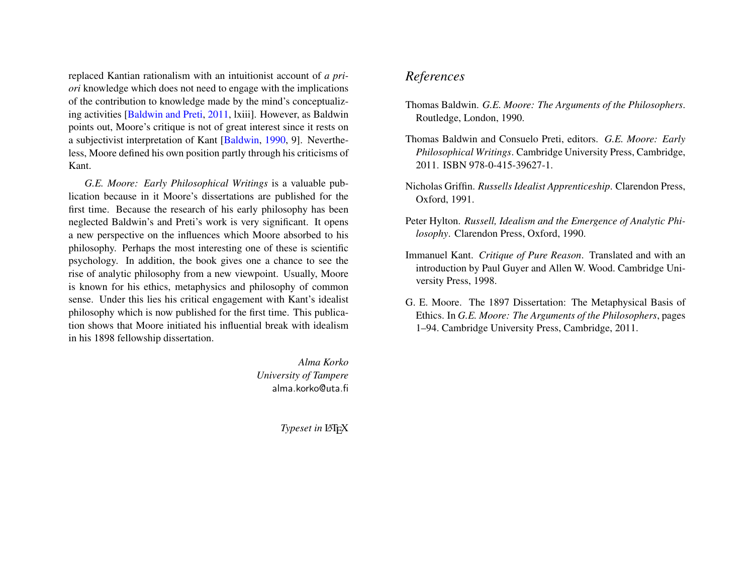replaced Kantian rationalism with an intuitionist account of *a priori* knowledge which does not need to engage with the implications of the contribution to knowledge made by the mind's conceptualizing activities [Baldwin and Preti, 2011, lxiii]. However, as Baldwin points out, Moore's critique is not of great interest since it rests on a subjectivist interpretation of Kant [Baldwin, 1990, 9]. Nevertheless, Moore defined his own position partly through his criticisms of Kant.

*G.E. Moore: Early Philosophical Writings* is a valuable publication because in it Moore's dissertations are published for the first time. Because the research of his early philosophy has been neglected Baldwin's and Preti's work is very significant. It opens a new perspective on the influences which Moore absorbed to his philosophy. Perhaps the most interesting one of these is scientific psychology. In addition, the book gives one a chance to see the rise of analytic philosophy from a new viewpoint. Usually, Moore is known for his ethics, metaphysics and philosophy of common sense. Under this lies his critical engagement with Kant's idealist philosophy which is now published for the first time. This publication shows that Moore initiated his influential break with idealism in his 1898 fellowship dissertation.

*Alma Korko*
*University of Tampere*
alma.korko@uta.fi

*Typeset in* LaTeX

## *References*

Thomas Baldwin. *G.E. Moore: The Arguments of the Philosophers*. Routledge, London, 1990.

Thomas Baldwin and Consuelo Preti, editors. *G.E. Moore: Early Philosophical Writings*. Cambridge University Press, Cambridge, 2011. ISBN 978-0-415-39627-1.

Nicholas Griffin. *Russells Idealist Apprenticeship*. Clarendon Press, Oxford, 1991.

Peter Hylton. *Russell, Idealism and the Emergence of Analytic Philosophy*. Clarendon Press, Oxford, 1990.

Immanuel Kant. *Critique of Pure Reason*. Translated and with an introduction by Paul Guyer and Allen W. Wood. Cambridge University Press, 1998.

G. E. Moore. The 1897 Dissertation: The Metaphysical Basis of Ethics. In *G.E. Moore: The Arguments of the Philosophers*, pages 1–94. Cambridge University Press, Cambridge, 2011.